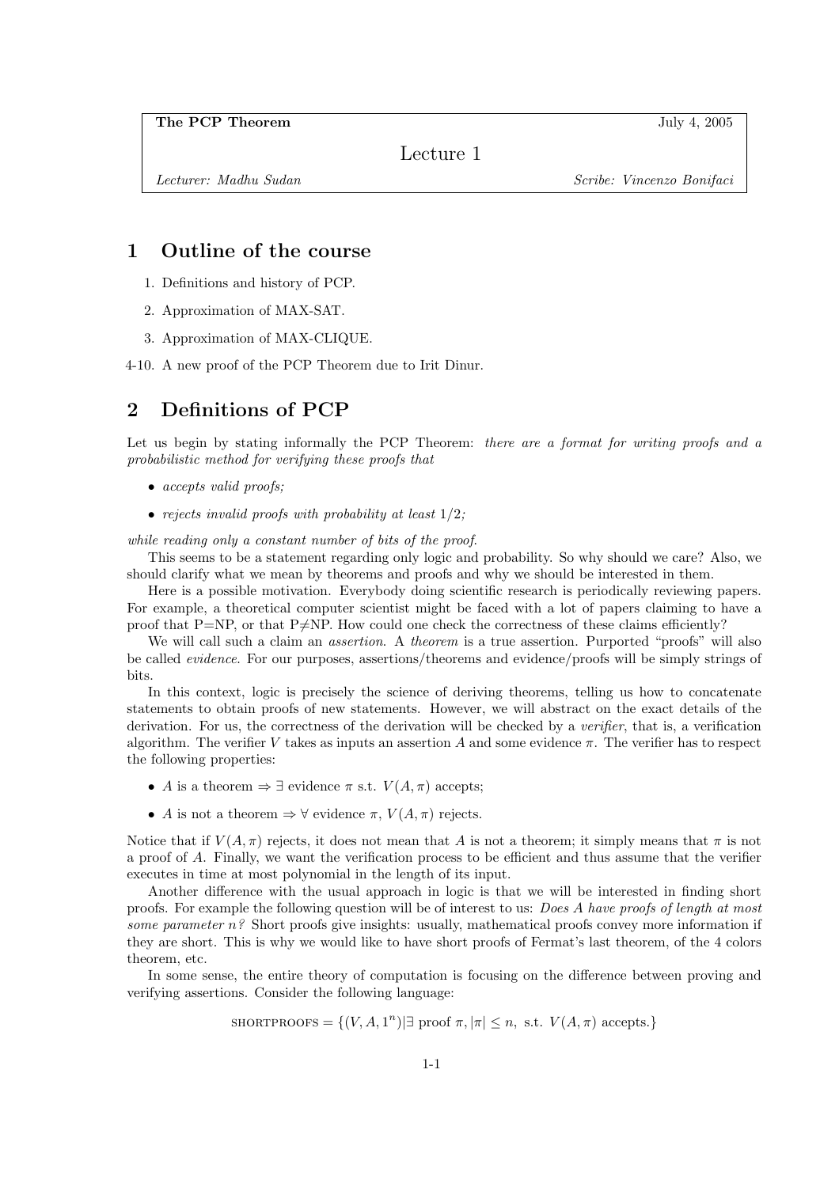**The PCP Theorem** July 4, 2005

# Lecture 1

*Lecturer: Madhu Sudan* *Scribe: Vincenzo Bonifaci*

## 1 Outline of the course

1. Definitions and history of PCP.
2. Approximation of MAX-SAT.
3. Approximation of MAX-CLIQUE.

4-10. A new proof of the PCP Theorem due to Irit Dinur.

## 2 Definitions of PCP

Let us begin by stating informally the PCP Theorem: *there are a format for writing proofs and a probabilistic method for verifying these proofs that*

- *accepts valid proofs;*
- *rejects invalid proofs with probability at least* $1/2$*;*

*while reading only a constant number of bits of the proof.*

This seems to be a statement regarding only logic and probability. So why should we care? Also, we should clarify what we mean by theorems and proofs and why we should be interested in them.

Here is a possible motivation. Everybody doing scientific research is periodically reviewing papers. For example, a theoretical computer scientist might be faced with a lot of papers claiming to have a proof that P=NP, or that P≠NP. How could one check the correctness of these claims efficiently?

We will call such a claim an *assertion*. A *theorem* is a true assertion. Purported "proofs" will also be called *evidence*. For our purposes, assertions/theorems and evidence/proofs will be simply strings of bits.

In this context, logic is precisely the science of deriving theorems, telling us how to concatenate statements to obtain proofs of new statements. However, we will abstract on the exact details of the derivation. For us, the correctness of the derivation will be checked by a *verifier*, that is, a verification algorithm. The verifier $V$ takes as inputs an assertion $A$ and some evidence $\pi$. The verifier has to respect the following properties:

- $A$ is a theorem $\Rightarrow \exists$ evidence $\pi$ s.t. $V(A, \pi)$ accepts;
- $A$ is not a theorem $\Rightarrow \forall$ evidence $\pi$, $V(A, \pi)$ rejects.

Notice that if $V(A, \pi)$ rejects, it does not mean that $A$ is not a theorem; it simply means that $\pi$ is not a proof of $A$. Finally, we want the verification process to be efficient and thus assume that the verifier executes in time at most polynomial in the length of its input.

Another difference with the usual approach in logic is that we will be interested in finding short proofs. For example the following question will be of interest to us: *Does A have proofs of length at most some parameter n?* Short proofs give insights: usually, mathematical proofs convey more information if they are short. This is why we would like to have short proofs of Fermat's last theorem, of the 4 colors theorem, etc.

In some sense, the entire theory of computation is focusing on the difference between proving and verifying assertions. Consider the following language:

$$\text{SHORTPROOFS} = \{(V, A, 1^n) | \exists \text{ proof } \pi, |\pi| \leq n, \text{ s.t. } V(A, \pi) \text{ accepts.}\}$$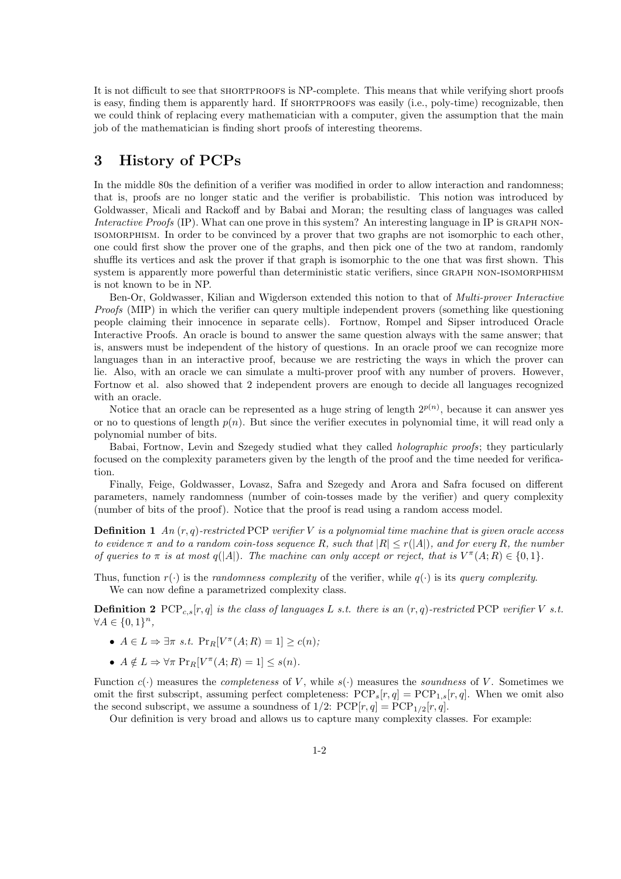It is not difficult to see that SHORTPROOFS is NP-complete. This means that while verifying short proofs is easy, finding them is apparently hard. If SHORTPROOFS was easily (i.e., poly-time) recognizable, then we could think of replacing every mathematician with a computer, given the assumption that the main job of the mathematician is finding short proofs of interesting theorems.

## 3 History of PCPs

In the middle 80s the definition of a verifier was modified in order to allow interaction and randomness; that is, proofs are no longer static and the verifier is probabilistic. This notion was introduced by Goldwasser, Micali and Rackoff and by Babai and Moran; the resulting class of languages was called *Interactive Proofs* (IP). What can one prove in this system? An interesting language in IP is GRAPH NON-ISOMORPHISM. In order to be convinced by a prover that two graphs are not isomorphic to each other, one could first show the prover one of the graphs, and then pick one of the two at random, randomly shuffle its vertices and ask the prover if that graph is isomorphic to the one that was first shown. This system is apparently more powerful than deterministic static verifiers, since GRAPH NON-ISOMORPHISM is not known to be in NP.

Ben-Or, Goldwasser, Kilian and Wigderson extended this notion to that of *Multi-prover Interactive Proofs* (MIP) in which the verifier can query multiple independent provers (something like questioning people claiming their innocence in separate cells). Fortnow, Rompel and Sipser introduced Oracle Interactive Proofs. An oracle is bound to answer the same question always with the same answer; that is, answers must be independent of the history of questions. In an oracle proof we can recognize more languages than in an interactive proof, because we are restricting the ways in which the prover can lie. Also, with an oracle we can simulate a multi-prover proof with any number of provers. However, Fortnow et al. also showed that 2 independent provers are enough to decide all languages recognized with an oracle.

Notice that an oracle can be represented as a huge string of length $2^{p(n)}$, because it can answer yes or no to questions of length $p(n)$. But since the verifier executes in polynomial time, it will read only a polynomial number of bits.

Babai, Fortnow, Levin and Szegedy studied what they called *holographic proofs*; they particularly focused on the complexity parameters given by the length of the proof and the time needed for verification.

Finally, Feige, Goldwasser, Lovasz, Safra and Szegedy and Arora and Safra focused on different parameters, namely randomness (number of coin-tosses made by the verifier) and query complexity (number of bits of the proof). Notice that the proof is read using a random access model.

**Definition 1** *An $(r, q)$-restricted* PCP *verifier $V$ is a polynomial time machine that is given oracle access to evidence $\pi$ and to a random coin-toss sequence $R$, such that $|R| \leq r(|A|)$, and for every $R$, the number of queries to $\pi$ is at most $q(|A|)$. The machine can only accept or reject, that is $V^\pi(A; R) \in \{0, 1\}$.*

Thus, function $r(\cdot)$ is the *randomness complexity* of the verifier, while $q(\cdot)$ is its *query complexity*.

We can now define a parametrized complexity class.

**Definition 2** $\mathrm{PCP}_{c,s}[r, q]$ *is the class of languages $L$ s.t. there is an $(r, q)$-restricted* PCP *verifier $V$ s.t. $\forall A \in \{0, 1\}^n$,*

- $A \in L \Rightarrow \exists \pi$ *s.t.* $\Pr_R[V^\pi(A; R) = 1] \geq c(n)$;
- $A \notin L \Rightarrow \forall \pi \; \Pr_R[V^\pi(A; R) = 1] \leq s(n)$.

Function $c(\cdot)$ measures the *completeness* of $V$, while $s(\cdot)$ measures the *soundness* of $V$. Sometimes we omit the first subscript, assuming perfect completeness: $\mathrm{PCP}_s[r, q] = \mathrm{PCP}_{1,s}[r, q]$. When we omit also the second subscript, we assume a soundness of $1/2$: $\mathrm{PCP}[r, q] = \mathrm{PCP}_{1/2}[r, q]$.

Our definition is very broad and allows us to capture many complexity classes. For example: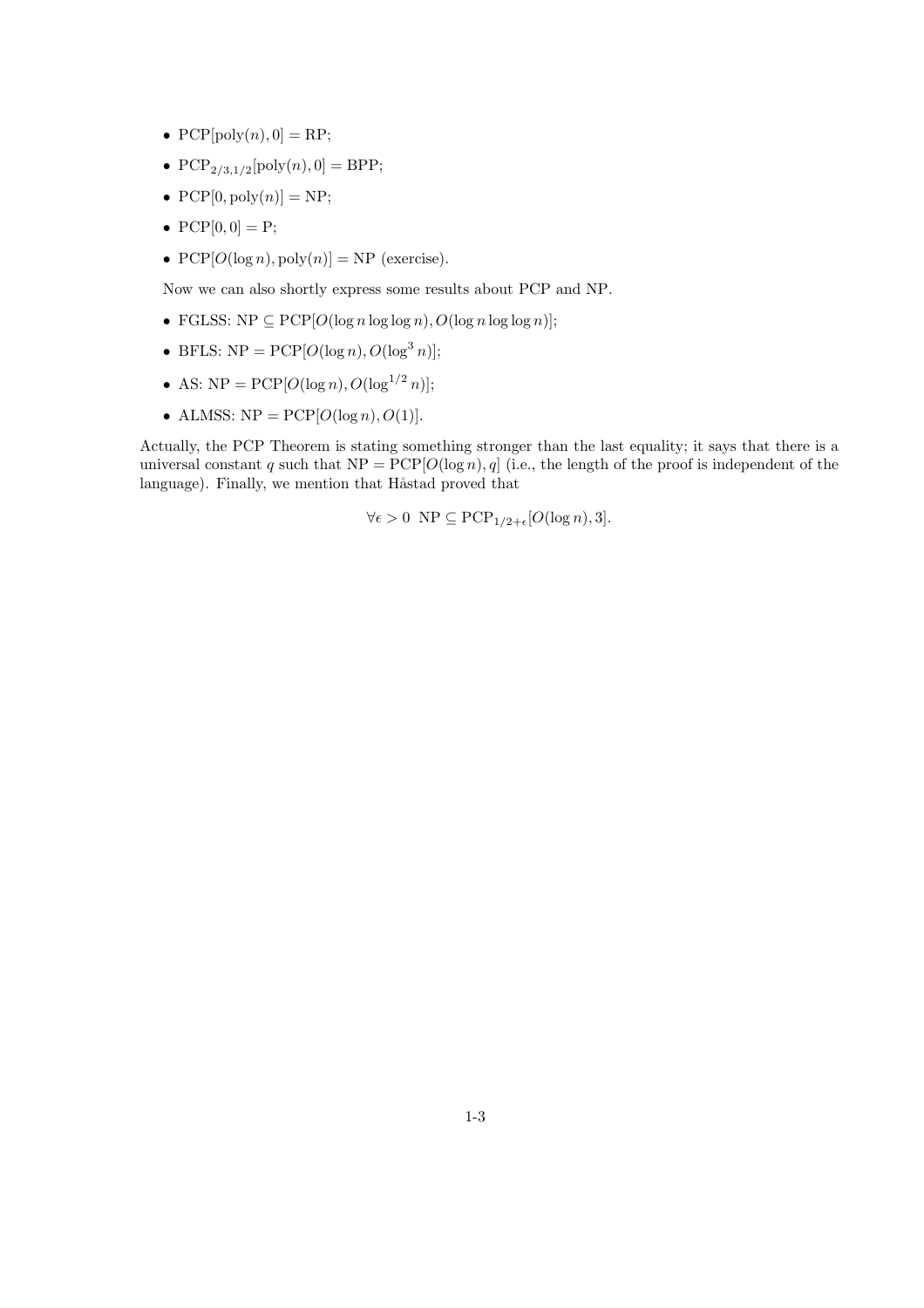- $\mathrm{PCP}[\mathrm{poly}(n), 0] = \mathrm{RP}$;
- $\mathrm{PCP}_{2/3,1/2}[\mathrm{poly}(n), 0] = \mathrm{BPP}$;
- $\mathrm{PCP}[0, \mathrm{poly}(n)] = \mathrm{NP}$;
- $\mathrm{PCP}[0, 0] = \mathrm{P}$;
- $\mathrm{PCP}[O(\log n), \mathrm{poly}(n)] = \mathrm{NP}$ (exercise).

Now we can also shortly express some results about PCP and NP.

- FGLSS: $\mathrm{NP} \subseteq \mathrm{PCP}[O(\log n \log \log n), O(\log n \log \log n)]$;
- BFLS: $\mathrm{NP} = \mathrm{PCP}[O(\log n), O(\log^3 n)]$;
- AS: $\mathrm{NP} = \mathrm{PCP}[O(\log n), O(\log^{1/2} n)]$;
- ALMSS: $\mathrm{NP} = \mathrm{PCP}[O(\log n), O(1)]$.

Actually, the PCP Theorem is stating something stronger than the last equality; it says that there is a universal constant $q$ such that $\mathrm{NP} = \mathrm{PCP}[O(\log n), q]$ (i.e., the length of the proof is independent of the language). Finally, we mention that Håstad proved that

$$\forall \epsilon > 0 \;\; \mathrm{NP} \subseteq \mathrm{PCP}_{1/2+\epsilon}[O(\log n), 3].$$